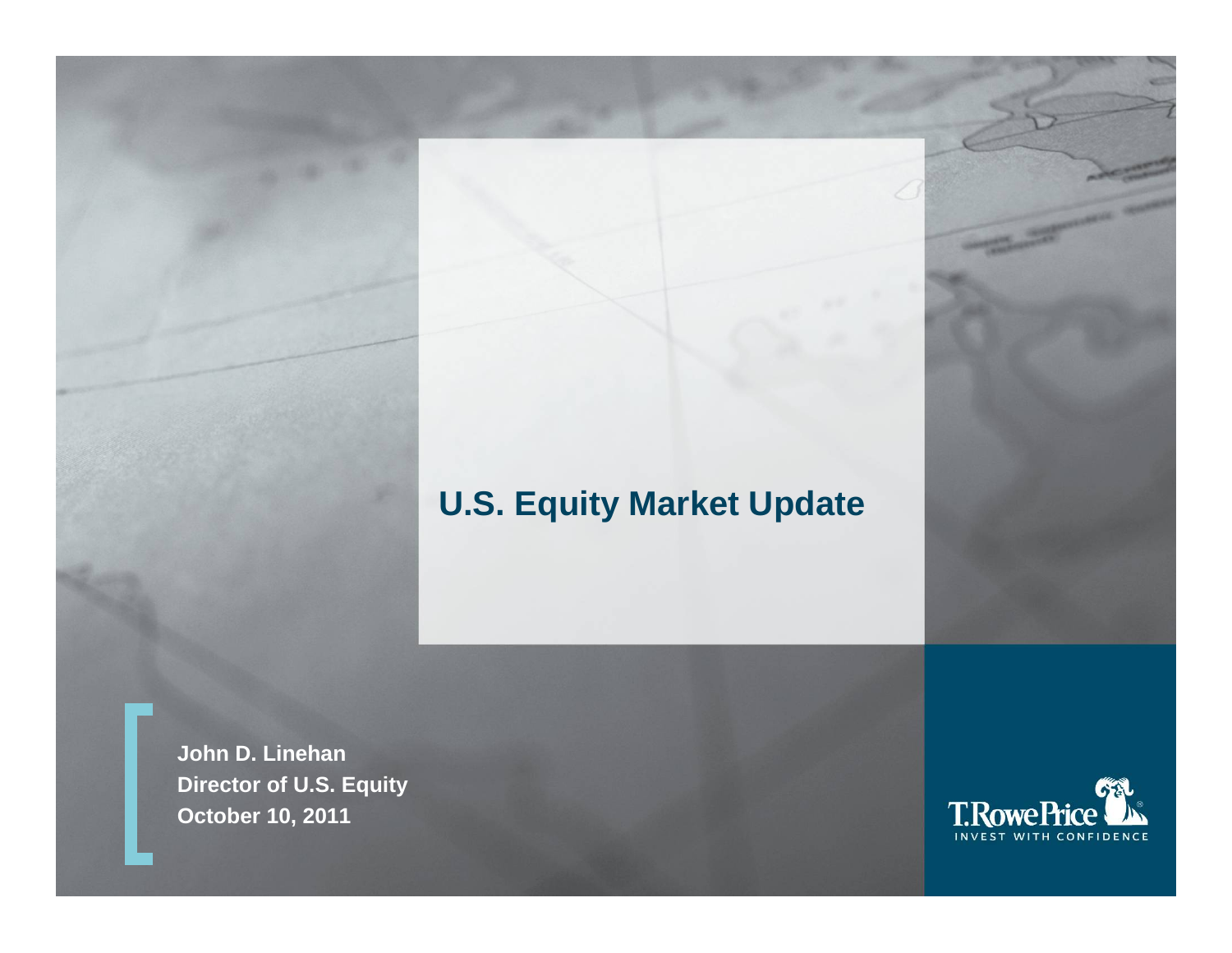# U.S. Equity Market Update

**John D. Linehan**
**Director of U.S. Equity**
**October 10, 2011**

T.RowePrice
INVEST WITH CONFIDENCE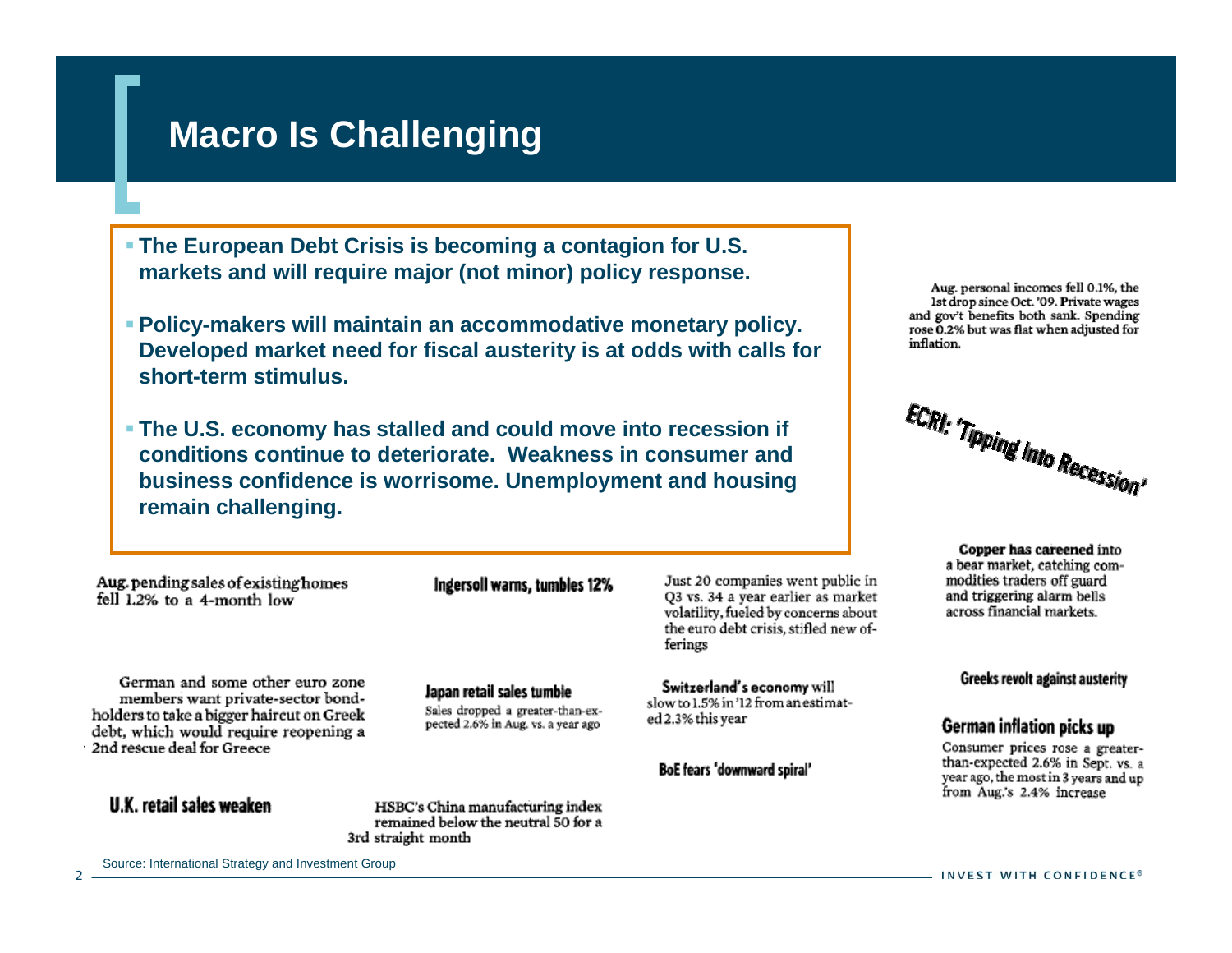# Macro Is Challenging

- **The European Debt Crisis is becoming a contagion for U.S. markets and will require major (not minor) policy response.**
- **Policy-makers will maintain an accommodative monetary policy. Developed market need for fiscal austerity is at odds with calls for short-term stimulus.**
- **The U.S. economy has stalled and could move into recession if conditions continue to deteriorate. Weakness in consumer and business confidence is worrisome. Unemployment and housing remain challenging.**

Aug. personal incomes fell 0.1%, the 1st drop since Oct. '09. Private wages and gov't benefits both sank. Spending rose 0.2% but was flat when adjusted for inflation.

**ECRI: 'Tipping Into Recession'**

**Copper has careened** into a bear market, catching commodities traders off guard and triggering alarm bells across financial markets.

Aug. pending sales of existing homes fell 1.2% to a 4-month low

**Ingersoll warns, tumbles 12%**

Just 20 companies went public in Q3 vs. 34 a year earlier as market volatility, fueled by concerns about the euro debt crisis, stifled new offerings

German and some other euro zone members want private-sector bondholders to take a bigger haircut on Greek debt, which would require reopening a 2nd rescue deal for Greece

**Japan retail sales tumble**

Sales dropped a greater-than-expected 2.6% in Aug. vs. a year ago

**Switzerland's economy** will slow to 1.5% in '12 from an estimated 2.3% this year

**Greeks revolt against austerity**

**German inflation picks up**

Consumer prices rose a greater-than-expected 2.6% in Sept. vs. a year ago, the most in 3 years and up from Aug.'s 2.4% increase

**BoE fears 'downward spiral'**

**U.K. retail sales weaken**

HSBC's China manufacturing index remained below the neutral 50 for a 3rd straight month

Source: International Strategy and Investment Group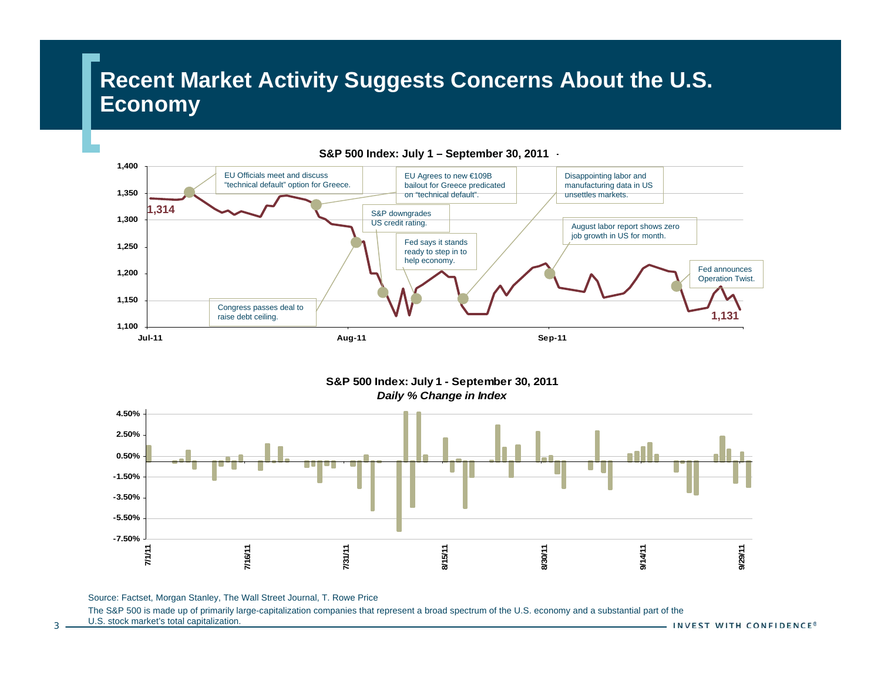# Recent Market Activity Suggests Concerns About the U.S. Economy

**S&P 500 Index: July 1 – September 30, 2011**

- 1,314
- EU Officials meet and discuss "technical default" option for Greece.
- EU Agrees to new €109B bailout for Greece predicated on "technical default".
- Congress passes deal to raise debt ceiling.
- S&P downgrades US credit rating.
- Fed says it stands ready to step in to help economy.
- Disappointing labor and manufacturing data in US unsettles markets.
- August labor report shows zero job growth in US for month.
- Fed announces Operation Twist.
- 1,131

**S&P 500 Index: July 1 - September 30, 2011**
***Daily % Change in Index***

Source: Factset, Morgan Stanley, The Wall Street Journal, T. Rowe Price

The S&P 500 is made up of primarily large-capitalization companies that represent a broad spectrum of the U.S. economy and a substantial part of the U.S. stock market's total capitalization.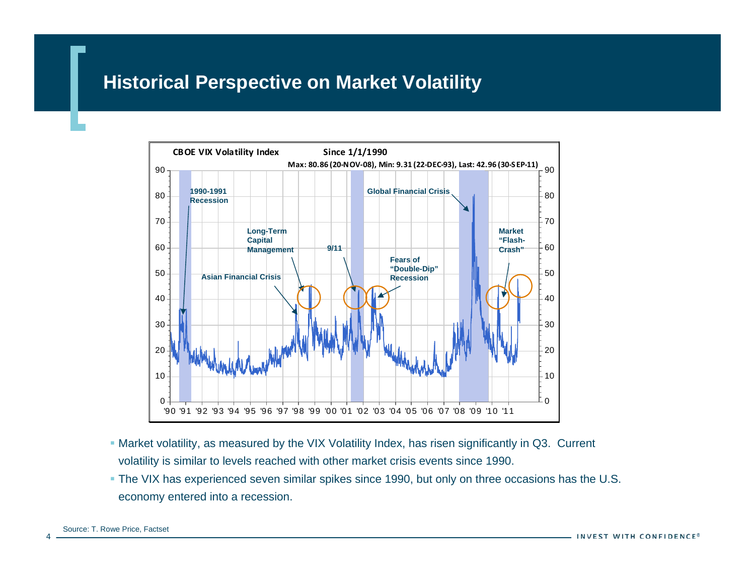# Historical Perspective on Market Volatility

- Market volatility, as measured by the VIX Volatility Index, has risen significantly in Q3. Current volatility is similar to levels reached with other market crisis events since 1990.
- The VIX has experienced seven similar spikes since 1990, but only on three occasions has the U.S. economy entered into a recession.

Source: T. Rowe Price, Factset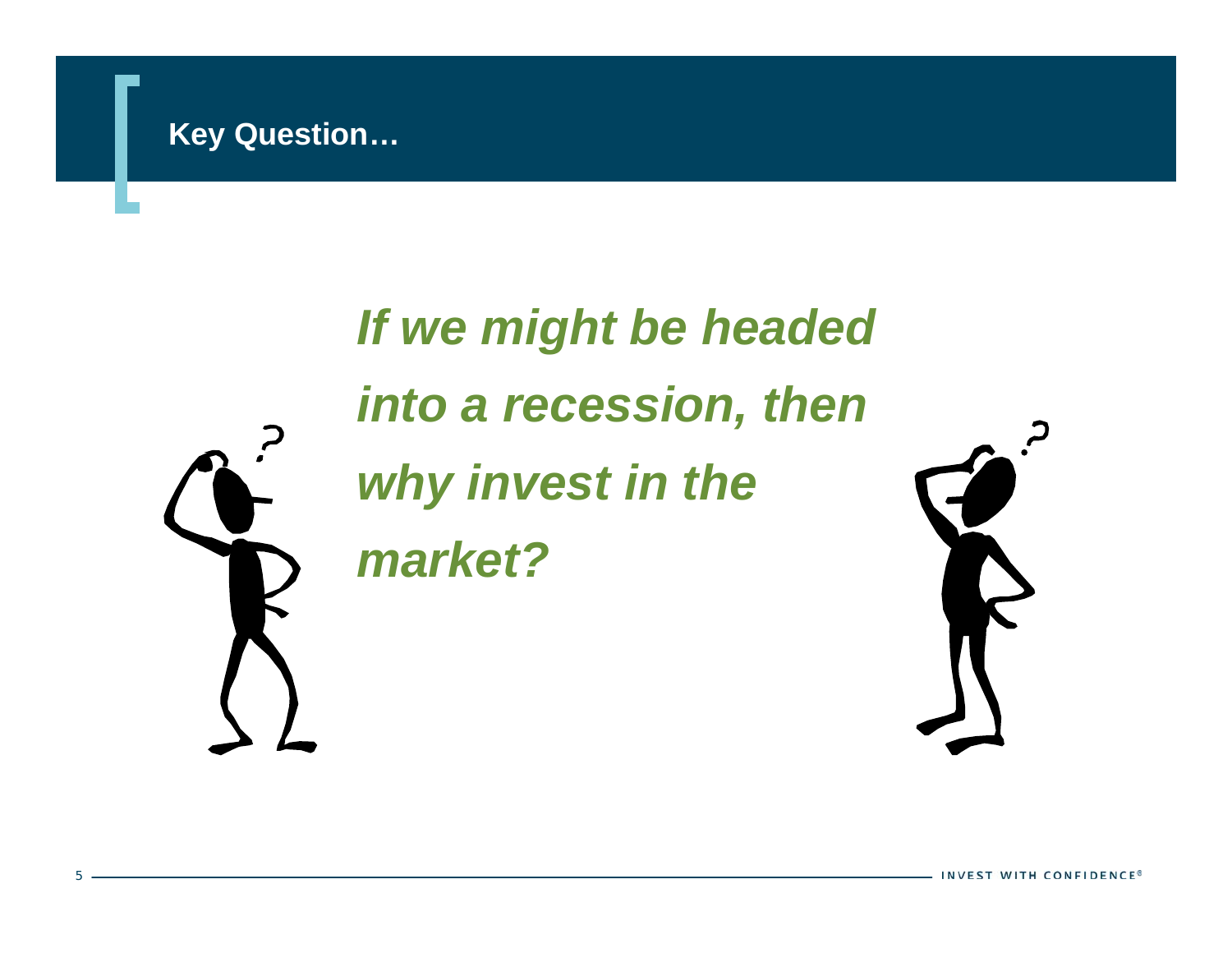## Key Question…

***If we might be headed into a recession, then why invest in the market?***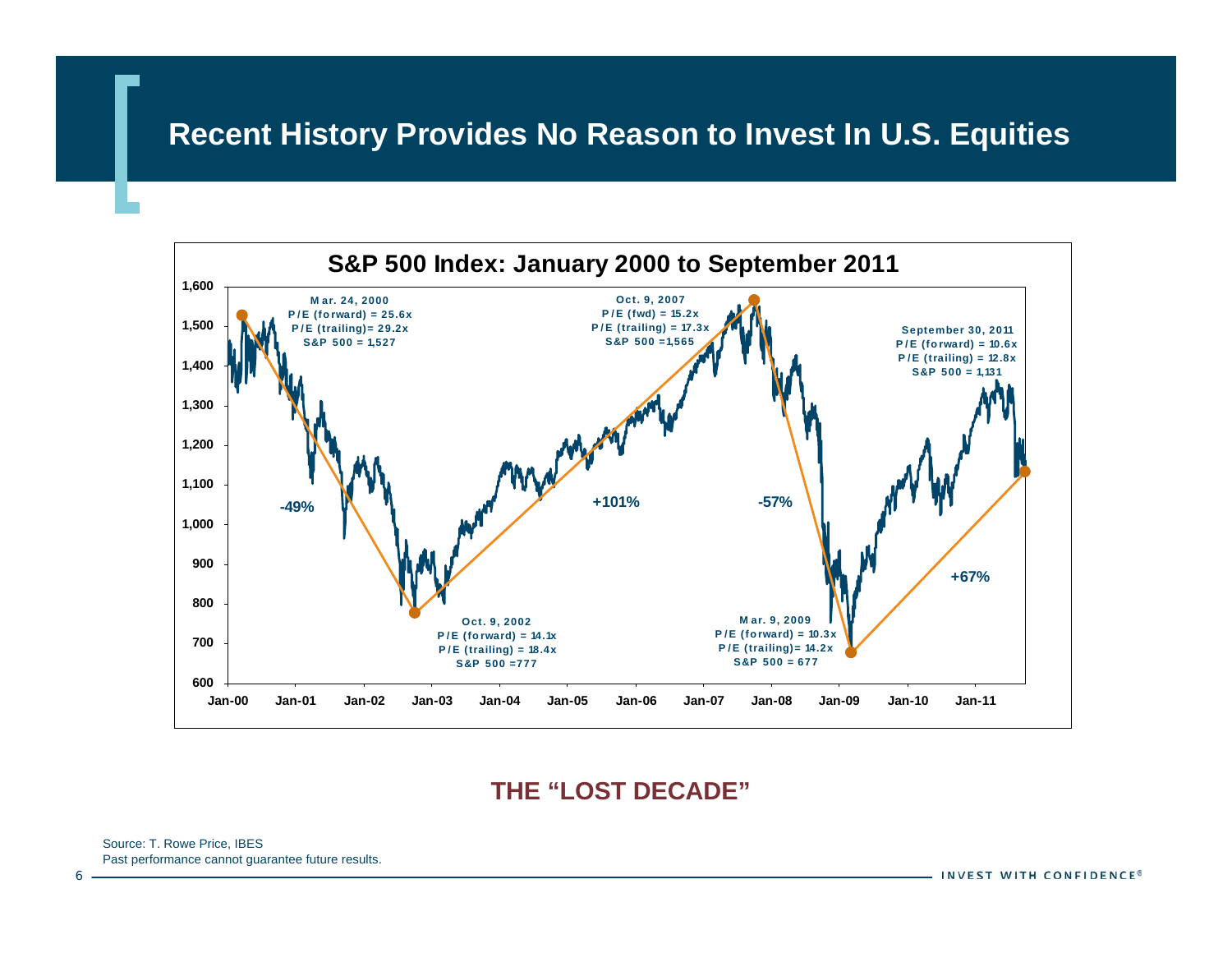# Recent History Provides No Reason to Invest In U.S. Equities

## S&P 500 Index: January 2000 to September 2011

Mar. 24, 2000
P/E (forward) = 25.6x
P/E (trailing)= 29.2x
S&P 500 = 1,527

Oct. 9, 2002
P/E (forward) = 14.1x
P/E (trailing) = 18.4x
S&P 500 =777

Oct. 9, 2007
P/E (fwd) = 15.2x
P/E (trailing) = 17.3x
S&P 500 =1,565

Mar. 9, 2009
P/E (forward) = 10.3x
P/E (trailing)= 14.2x
S&P 500 = 677

September 30, 2011
P/E (forward) = 10.6x
P/E (trailing) = 12.8x
S&P 500 = 1,131

-49% | +101% | -57% | +67%

**THE "LOST DECADE"**

Source: T. Rowe Price, IBES
Past performance cannot guarantee future results.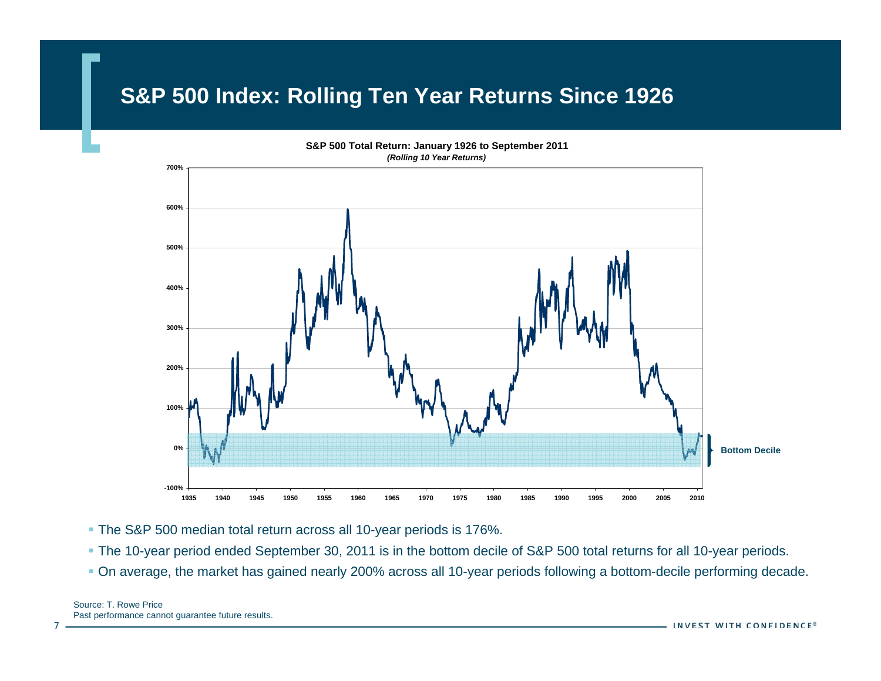# S&P 500 Index: Rolling Ten Year Returns Since 1926

**S&P 500 Total Return: January 1926 to September 2011**

***(Rolling 10 Year Returns)***

- The S&P 500 median total return across all 10-year periods is 176%.
- The 10-year period ended September 30, 2011 is in the bottom decile of S&P 500 total returns for all 10-year periods.
- On average, the market has gained nearly 200% across all 10-year periods following a bottom-decile performing decade.

Source: T. Rowe Price

Past performance cannot guarantee future results.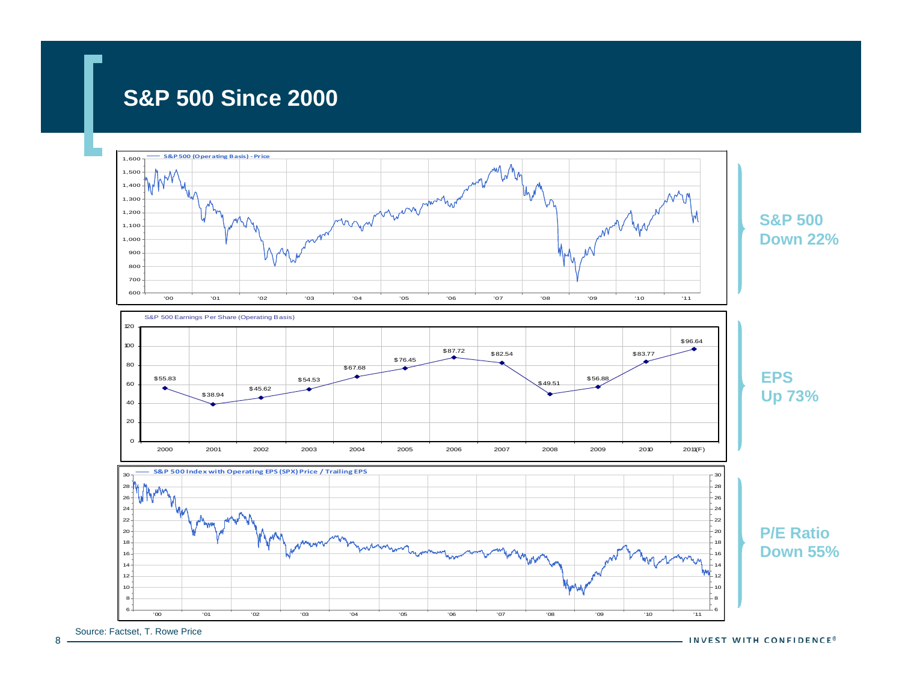# S&P 500 Since 2000

S&P 500 (Operating Basis) - Price

**S&P 500 Down 22%**

S&P 500 Earnings Per Share (Operating Basis)

| 2000 | 2001 | 2002 | 2003 | 2004 | 2005 | 2006 | 2007 | 2008 | 2009 | 2010 | 2011(F) |
|---|---|---|---|---|---|---|---|---|---|---|---|
| $55.83 | $38.94 | $45.62 | $54.53 | $67.68 | $76.45 | $87.72 | $82.54 | $49.51 | $56.88 | $83.77 | $96.64 |

**EPS Up 73%**

S&P 500 Index with Operating EPS (SPX) Price / Trailing EPS

**P/E Ratio Down 55%**

Source: Factset, T. Rowe Price

INVEST WITH CONFIDENCE®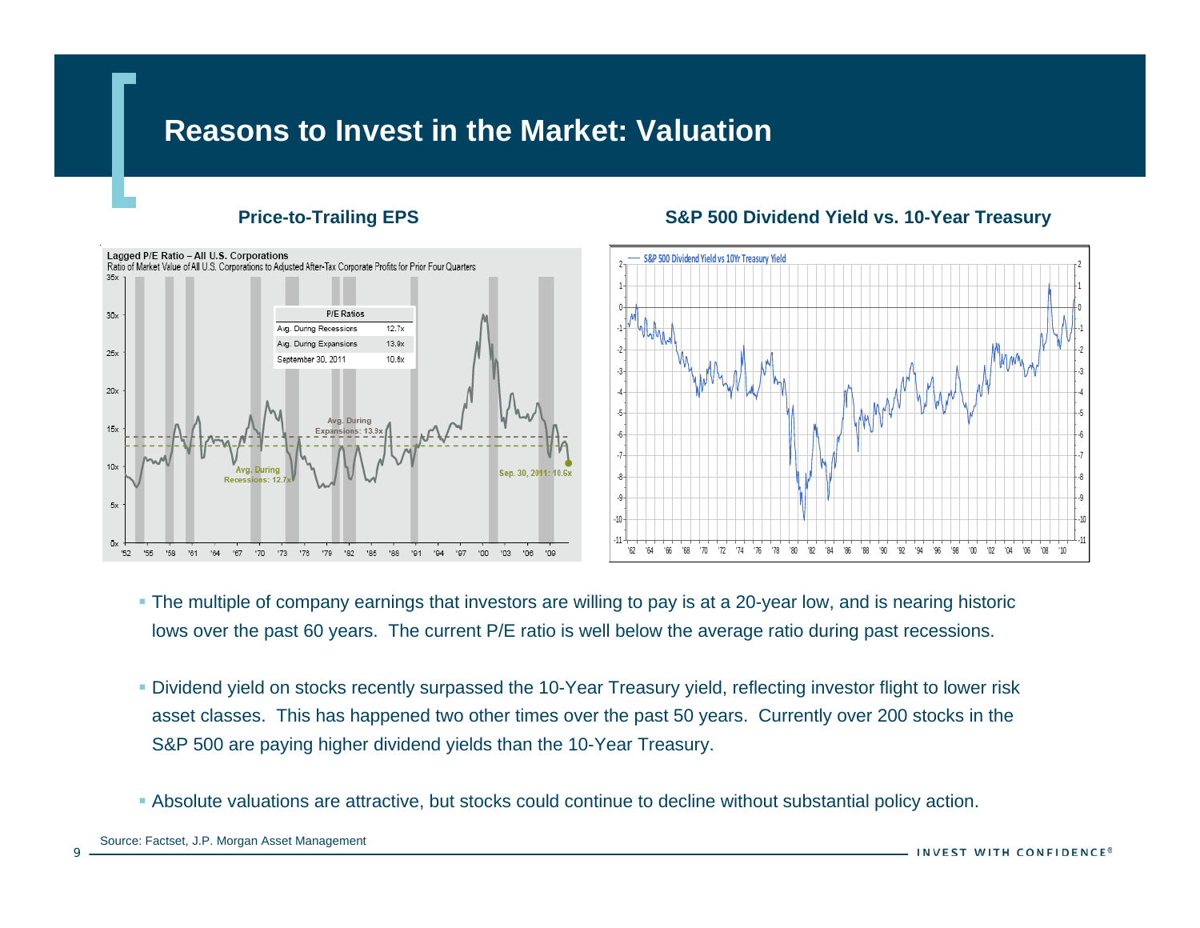# Reasons to Invest in the Market: Valuation

**Price-to-Trailing EPS**

Lagged P/E Ratio – All U.S. Corporations
Ratio of Market Value of All U.S. Corporations to Adjusted After-Tax Corporate Profits for Prior Four Quarters

| P/E Ratios | |
|---|---|
| Avg. During Recessions | 12.7x |
| Avg. During Expansions | 13.9x |
| September 30, 2011 | 10.6x |

**S&P 500 Dividend Yield vs. 10-Year Treasury**

- The multiple of company earnings that investors are willing to pay is at a 20-year low, and is nearing historic lows over the past 60 years. The current P/E ratio is well below the average ratio during past recessions.
- Dividend yield on stocks recently surpassed the 10-Year Treasury yield, reflecting investor flight to lower risk asset classes. This has happened two other times over the past 50 years. Currently over 200 stocks in the S&P 500 are paying higher dividend yields than the 10-Year Treasury.
- Absolute valuations are attractive, but stocks could continue to decline without substantial policy action.

Source: Factset, J.P. Morgan Asset Management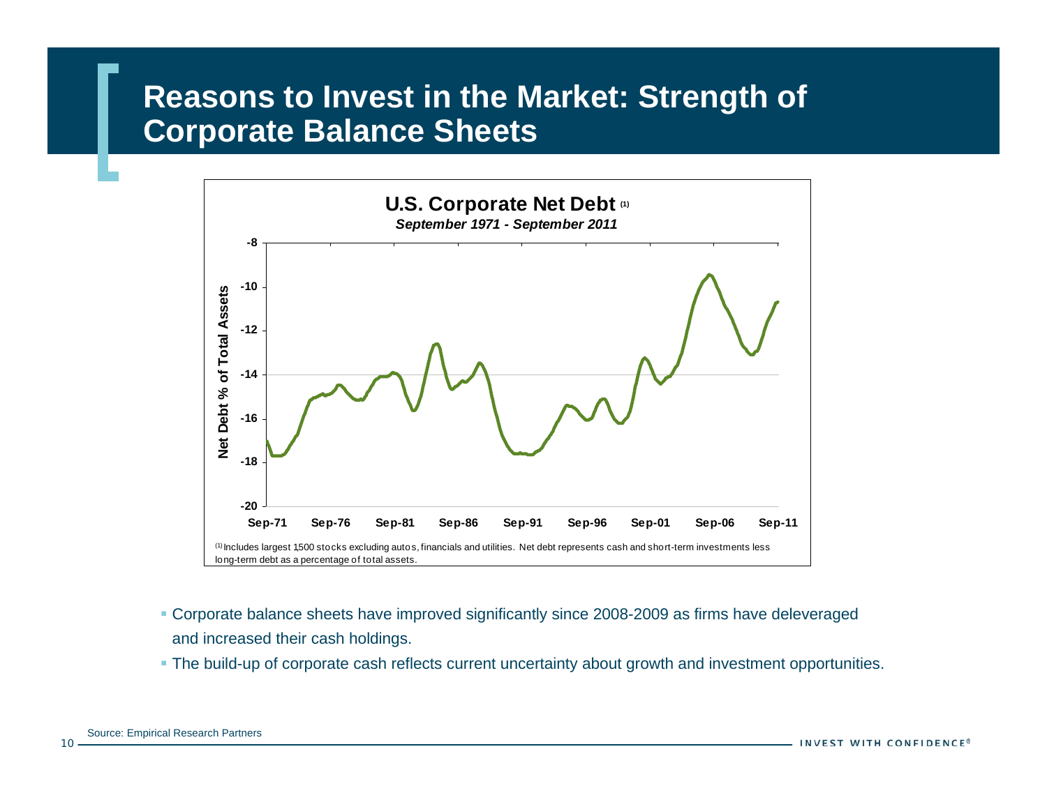# Reasons to Invest in the Market: Strength of Corporate Balance Sheets

**U.S. Corporate Net Debt** [1]

*September 1971 - September 2011*

Net Debt % of Total Assets

[1] Includes largest 1,500 stocks excluding autos, financials and utilities. Net debt represents cash and short-term investments less long-term debt as a percentage of total assets.

- Corporate balance sheets have improved significantly since 2008-2009 as firms have deleveraged and increased their cash holdings.
- The build-up of corporate cash reflects current uncertainty about growth and investment opportunities.

Source: Empirical Research Partners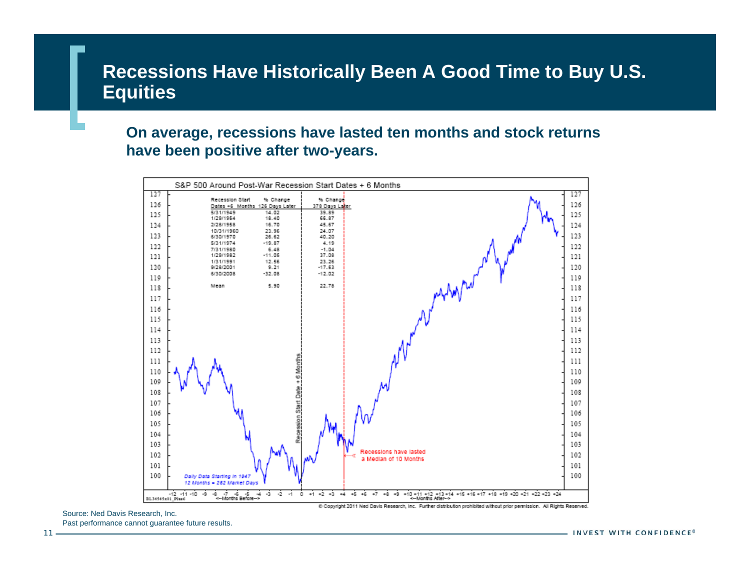# Recessions Have Historically Been A Good Time to Buy U.S. Equities

**On average, recessions have lasted ten months and stock returns have been positive after two-years.**

S&P 500 Around Post-War Recession Start Dates + 6 Months

| Recession Start Dates +6 Months | % Change 126 Days Later | % Change 378 Days Later |
|---|---|---|
| 5/31/1949 | 14.02 | 39.89 |
| 1/29/1954 | 18.40 | 66.87 |
| 2/28/1958 | 16.70 | 45.67 |
| 10/31/1960 | 23.96 | 24.07 |
| 6/30/1970 | 26.62 | 40.20 |
| 5/31/1974 | -19.87 | 4.19 |
| 7/31/1980 | 6.48 | -1.04 |
| 1/29/1982 | -11.05 | 37.08 |
| 1/31/1991 | 12.56 | 23.26 |
| 9/28/2001 | 9.21 | -17.53 |
| 6/30/2008 | -32.08 | -12.02 |
| Mean | 5.90 | 22.78 |

Recessions have lasted a Median of 10 Months

Daily Data Starting in 1947
12 Months = 252 Market Days

© Copyright 2011 Ned Davis Research, Inc. Further distribution prohibited without prior permission. All Rights Reserved.

Source: Ned Davis Research, Inc.
Past performance cannot guarantee future results.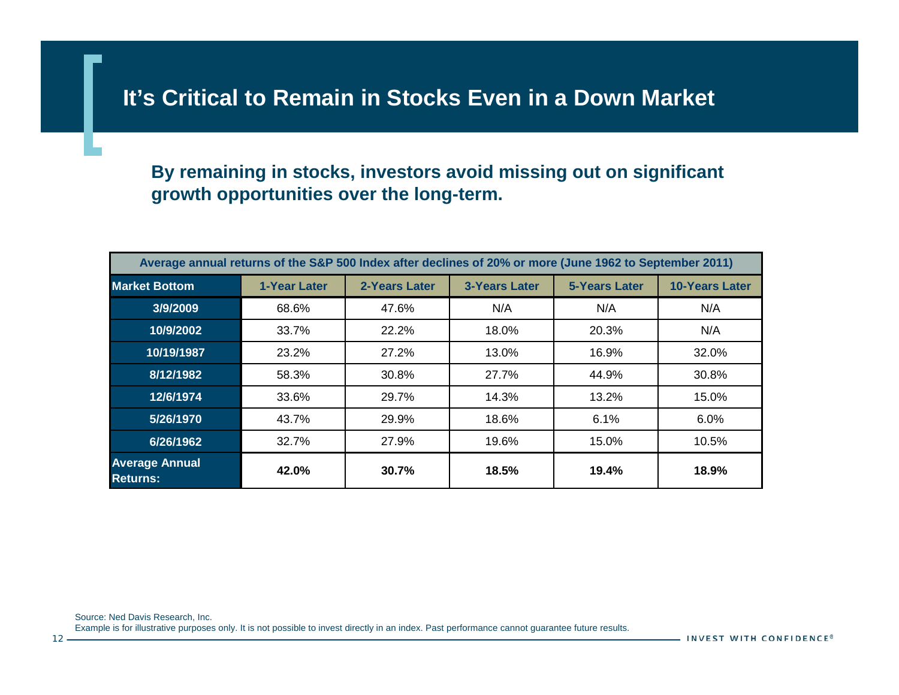# It's Critical to Remain in Stocks Even in a Down Market

**By remaining in stocks, investors avoid missing out on significant growth opportunities over the long-term.**

| Average annual returns of the S&P 500 Index after declines of 20% or more (June 1962 to September 2011) | | | | | |
|---|---|---|---|---|---|
| **Market Bottom** | **1-Year Later** | **2-Years Later** | **3-Years Later** | **5-Years Later** | **10-Years Later** |
| **3/9/2009** | 68.6% | 47.6% | N/A | N/A | N/A |
| **10/9/2002** | 33.7% | 22.2% | 18.0% | 20.3% | N/A |
| **10/19/1987** | 23.2% | 27.2% | 13.0% | 16.9% | 32.0% |
| **8/12/1982** | 58.3% | 30.8% | 27.7% | 44.9% | 30.8% |
| **12/6/1974** | 33.6% | 29.7% | 14.3% | 13.2% | 15.0% |
| **5/26/1970** | 43.7% | 29.9% | 18.6% | 6.1% | 6.0% |
| **6/26/1962** | 32.7% | 27.9% | 19.6% | 15.0% | 10.5% |
| **Average Annual Returns:** | **42.0%** | **30.7%** | **18.5%** | **19.4%** | **18.9%** |

Source: Ned Davis Research, Inc.

Example is for illustrative purposes only. It is not possible to invest directly in an index. Past performance cannot guarantee future results.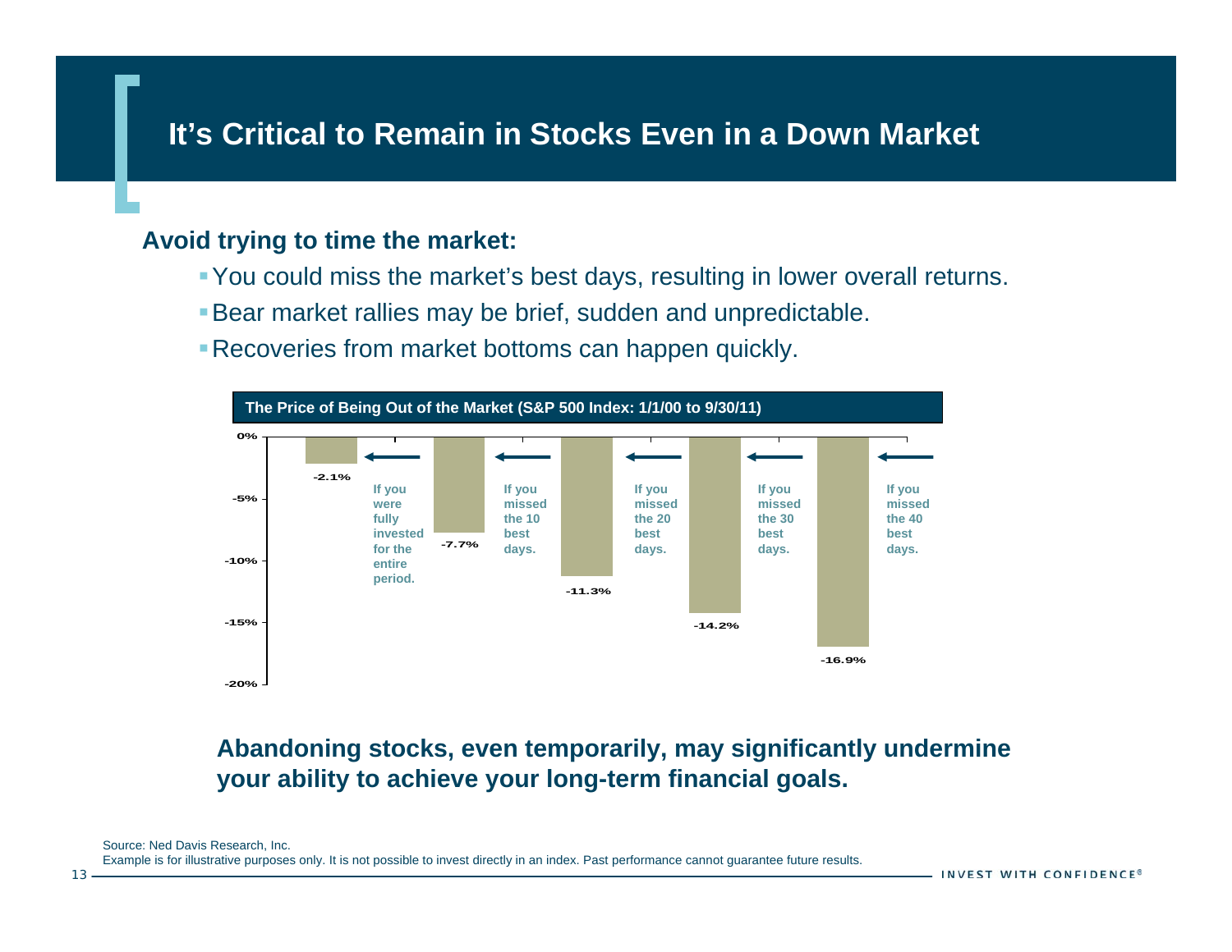# It's Critical to Remain in Stocks Even in a Down Market

**Avoid trying to time the market:**

- You could miss the market's best days, resulting in lower overall returns.
- Bear market rallies may be brief, sudden and unpredictable.
- Recoveries from market bottoms can happen quickly.

**The Price of Being Out of the Market (S&P 500 Index: 1/1/00 to 9/30/11)**

| Scenario | Return |
| --- | --- |
| If you were fully invested for the entire period. | -2.1% |
| If you missed the 10 best days. | -7.7% |
| If you missed the 20 best days. | -11.3% |
| If you missed the 30 best days. | -14.2% |
| If you missed the 40 best days. | -16.9% |

**Abandoning stocks, even temporarily, may significantly undermine your ability to achieve your long-term financial goals.**

Source: Ned Davis Research, Inc.

Example is for illustrative purposes only. It is not possible to invest directly in an index. Past performance cannot guarantee future results.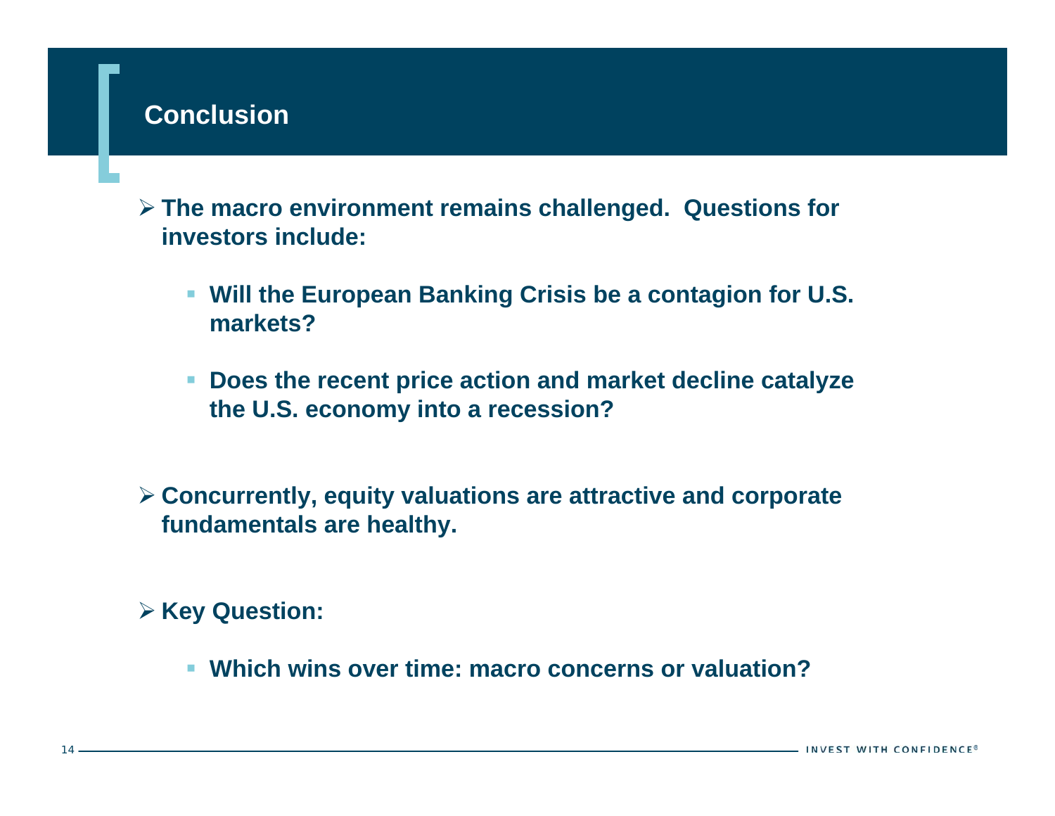# Conclusion

- **The macro environment remains challenged. Questions for investors include:**
  - **Will the European Banking Crisis be a contagion for U.S. markets?**
  - **Does the recent price action and market decline catalyze the U.S. economy into a recession?**
- **Concurrently, equity valuations are attractive and corporate fundamentals are healthy.**
- **Key Question:**
  - **Which wins over time: macro concerns or valuation?**